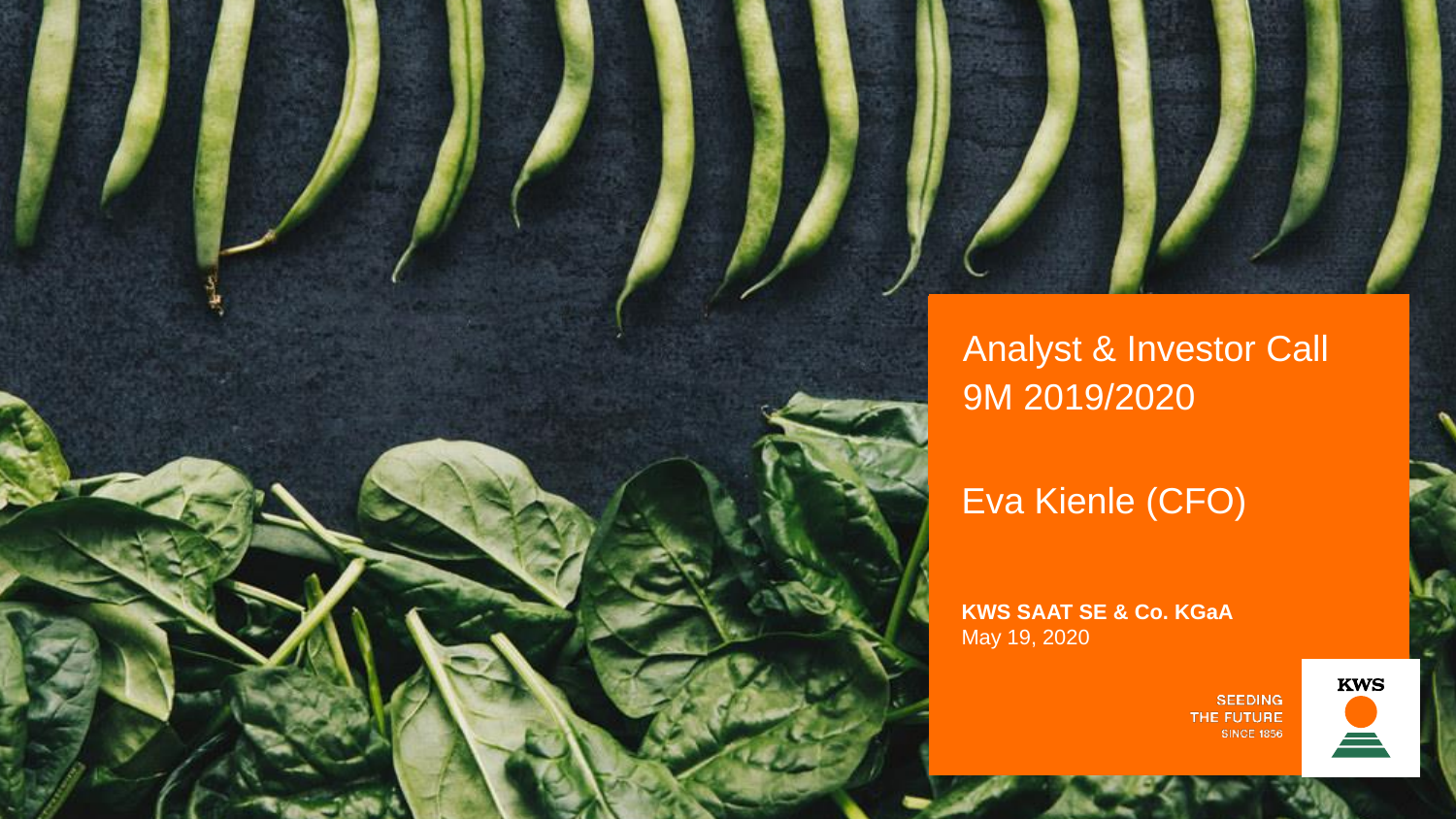# Analyst & Investor Call 9M 2019/2020

## Eva Kienle (CFO)

**KWS SAAT SE & Co. KGaA**
May 19, 2020

SEEDING THE FUTURE SINCE 1856

KWS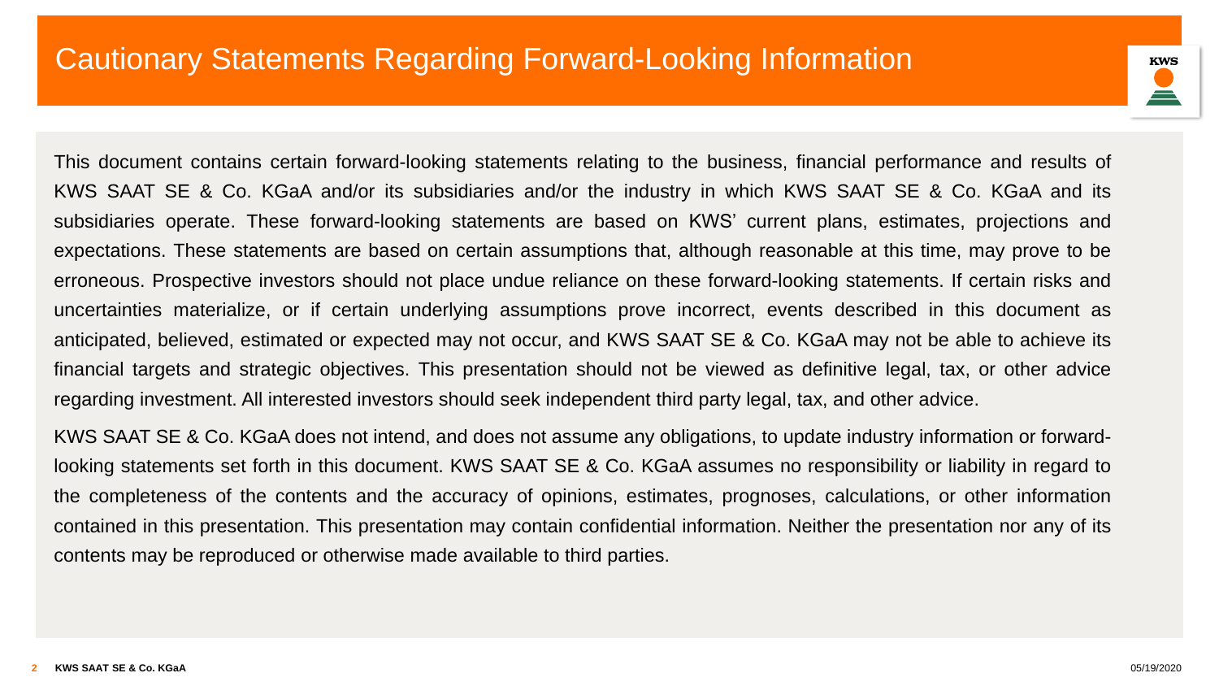# Cautionary Statements Regarding Forward-Looking Information

This document contains certain forward-looking statements relating to the business, financial performance and results of KWS SAAT SE & Co. KGaA and/or its subsidiaries and/or the industry in which KWS SAAT SE & Co. KGaA and its subsidiaries operate. These forward-looking statements are based on KWS' current plans, estimates, projections and expectations. These statements are based on certain assumptions that, although reasonable at this time, may prove to be erroneous. Prospective investors should not place undue reliance on these forward-looking statements. If certain risks and uncertainties materialize, or if certain underlying assumptions prove incorrect, events described in this document as anticipated, believed, estimated or expected may not occur, and KWS SAAT SE & Co. KGaA may not be able to achieve its financial targets and strategic objectives. This presentation should not be viewed as definitive legal, tax, or other advice regarding investment. All interested investors should seek independent third party legal, tax, and other advice.

KWS SAAT SE & Co. KGaA does not intend, and does not assume any obligations, to update industry information or forward-looking statements set forth in this document. KWS SAAT SE & Co. KGaA assumes no responsibility or liability in regard to the completeness of the contents and the accuracy of opinions, estimates, prognoses, calculations, or other information contained in this presentation. This presentation may contain confidential information. Neither the presentation nor any of its contents may be reproduced or otherwise made available to third parties.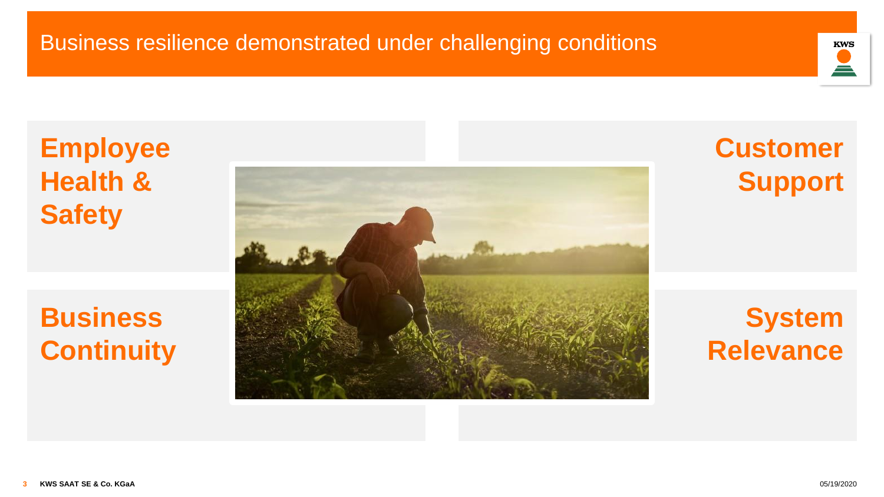# Business resilience demonstrated under challenging conditions

**Employee Health & Safety**

**Customer Support**

**Business Continuity**

**System Relevance**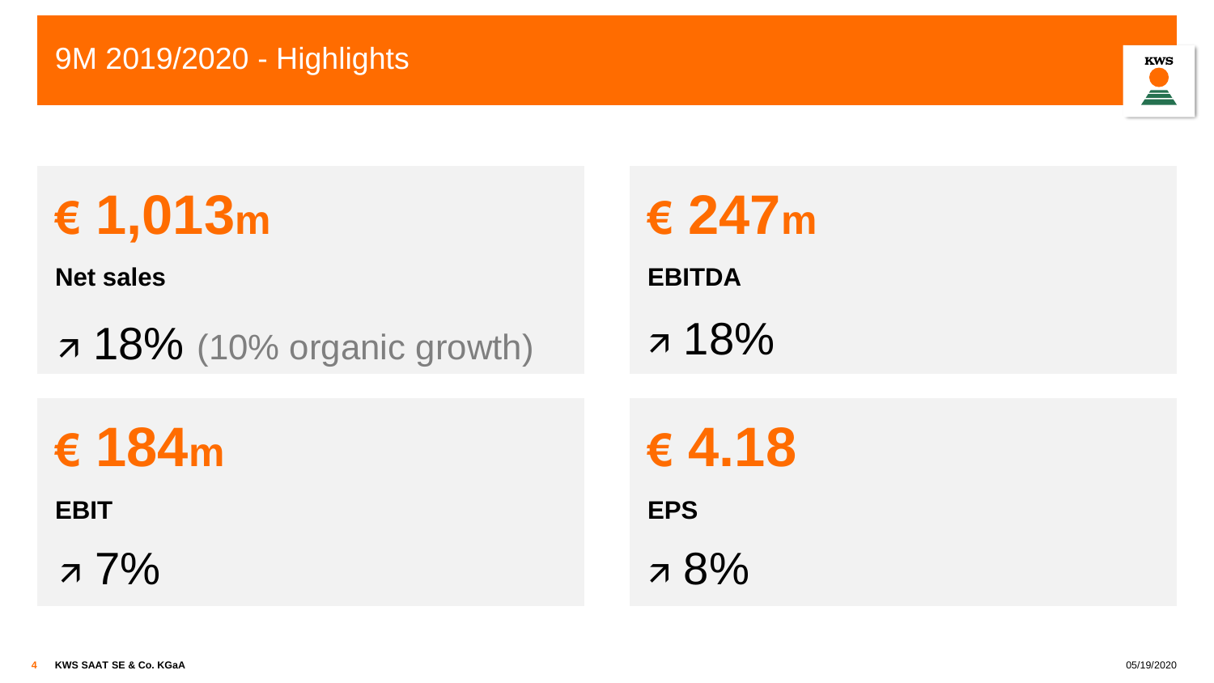# 9M 2019/2020 - Highlights

**€ 1,013m**

**Net sales**

↗ 18% (10% organic growth)

**€ 247m**

**EBITDA**

↗ 18%

**€ 184m**

**EBIT**

↗ 7%

**€ 4.18**

**EPS**

↗ 8%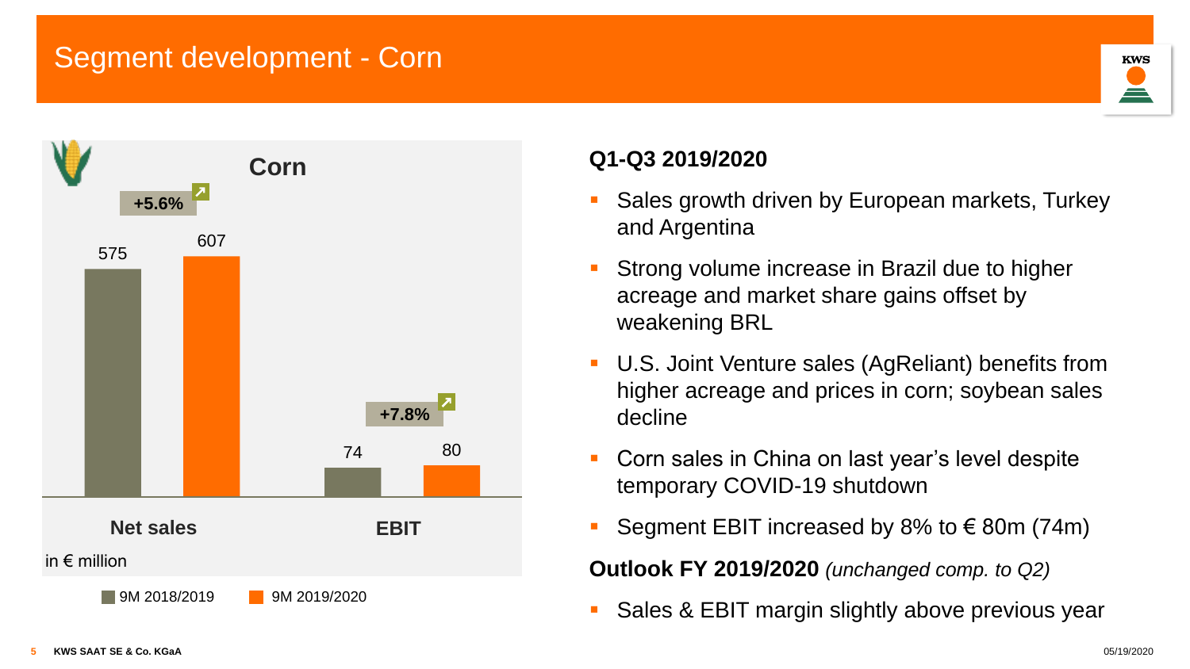# Segment development - Corn

## Corn

| in € million | 9M 2018/2019 | 9M 2019/2020 | Change |
|---|---|---|---|
| Net sales | 575 | 607 | +5.6% |
| EBIT | 74 | 80 | +7.8% |

### Q1-Q3 2019/2020

- Sales growth driven by European markets, Turkey and Argentina
- Strong volume increase in Brazil due to higher acreage and market share gains offset by weakening BRL
- U.S. Joint Venture sales (AgReliant) benefits from higher acreage and prices in corn; soybean sales decline
- Corn sales in China on last year's level despite temporary COVID-19 shutdown
- Segment EBIT increased by 8% to € 80m (74m)

**Outlook FY 2019/2020** *(unchanged comp. to Q2)*

- Sales & EBIT margin slightly above previous year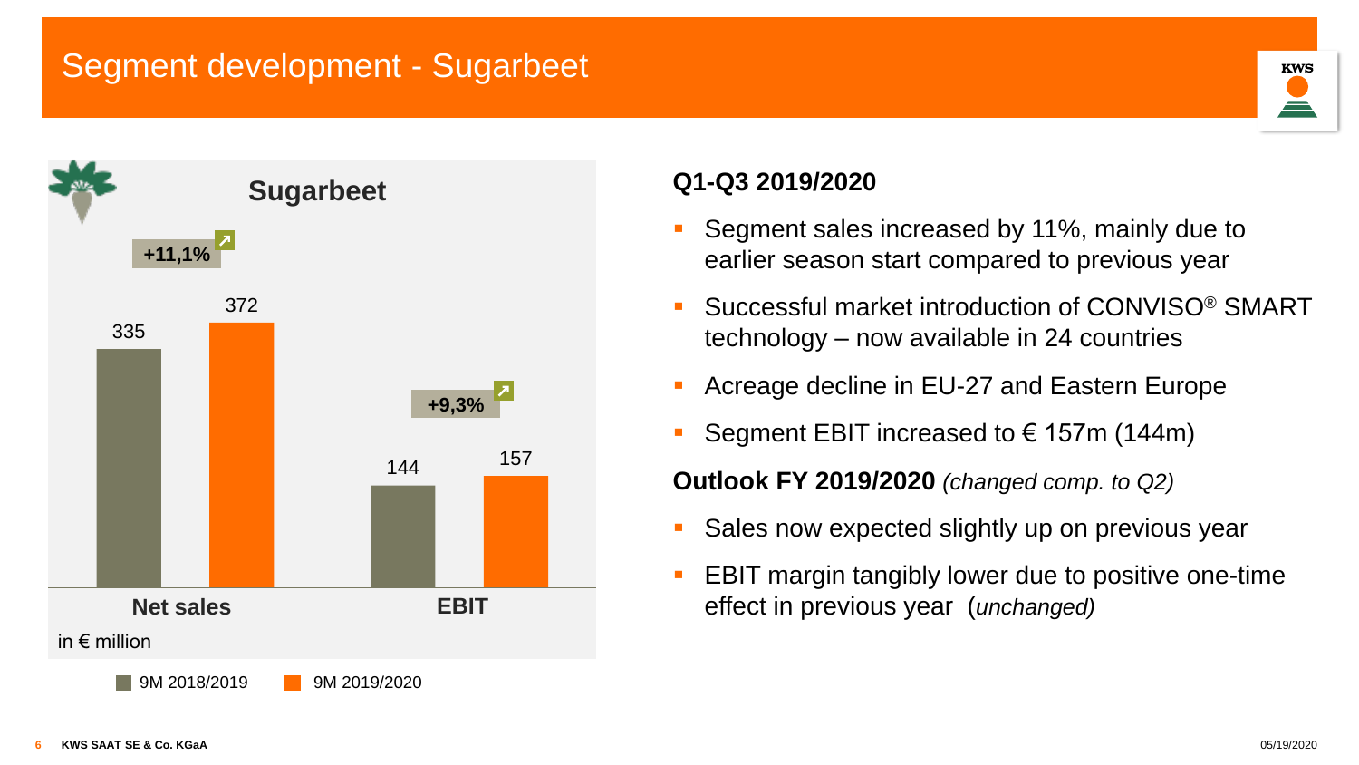# Segment development - Sugarbeet

## Sugarbeet

| in € million | 9M 2018/2019 | 9M 2019/2020 | Change |
| --- | --- | --- | --- |
| Net sales | 335 | 372 | +11,1% |
| EBIT | 144 | 157 | +9,3% |

### Q1-Q3 2019/2020

- Segment sales increased by 11%, mainly due to earlier season start compared to previous year
- Successful market introduction of CONVISO® SMART technology – now available in 24 countries
- Acreage decline in EU-27 and Eastern Europe
- Segment EBIT increased to € 157m (144m)

**Outlook FY 2019/2020** *(changed comp. to Q2)*

- Sales now expected slightly up on previous year
- EBIT margin tangibly lower due to positive one-time effect in previous year (*unchanged)*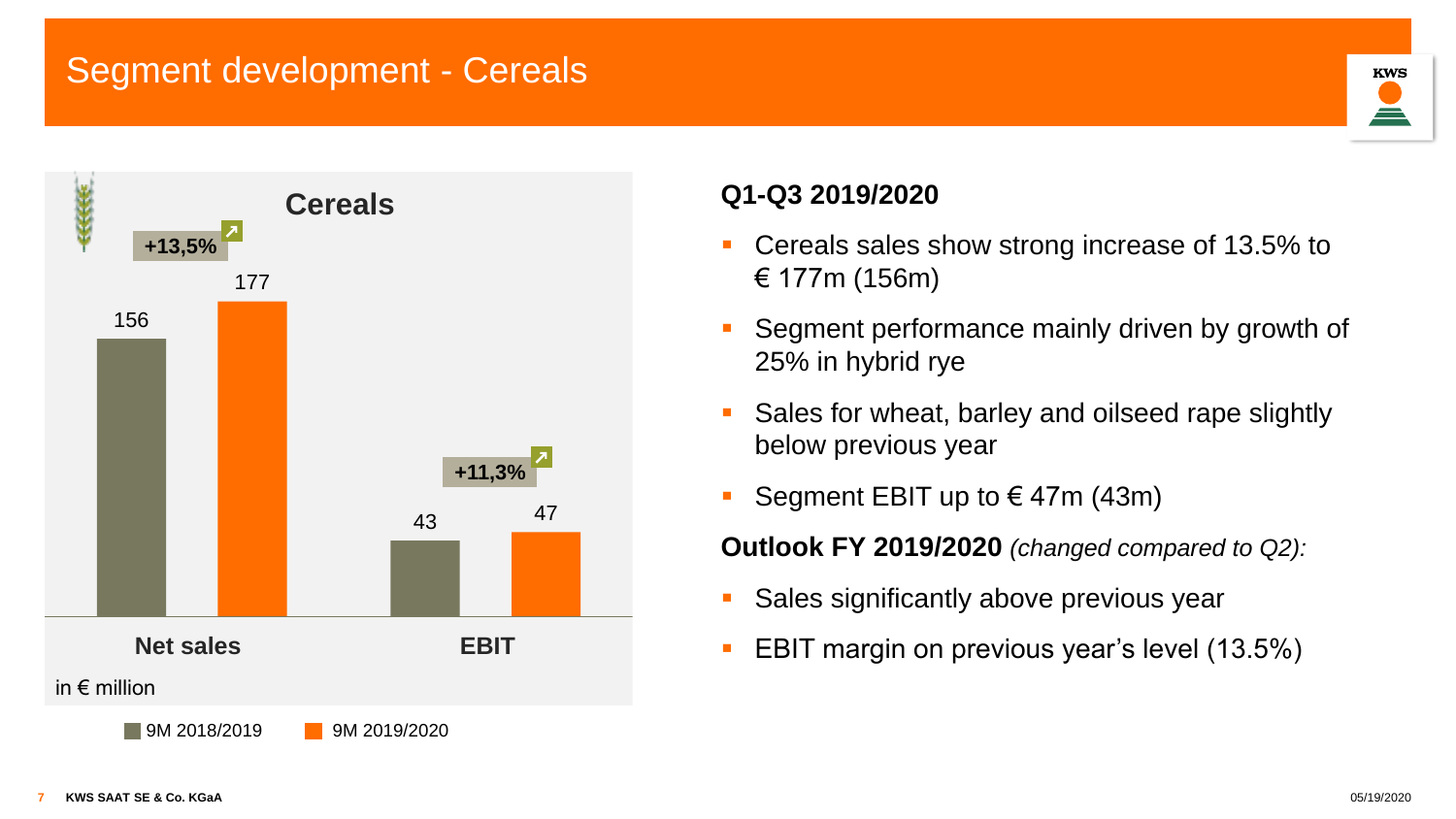# Segment development - Cereals

## Cereals

| in € million | 9M 2018/2019 | 9M 2019/2020 | Change |
| --- | --- | --- | --- |
| Net sales | 156 | 177 | +13,5% |
| EBIT | 43 | 47 | +11,3% |

### Q1-Q3 2019/2020

- Cereals sales show strong increase of 13.5% to € 177m (156m)
- Segment performance mainly driven by growth of 25% in hybrid rye
- Sales for wheat, barley and oilseed rape slightly below previous year
- Segment EBIT up to € 47m (43m)

**Outlook FY 2019/2020** *(changed compared to Q2):*

- Sales significantly above previous year
- EBIT margin on previous year's level (13.5%)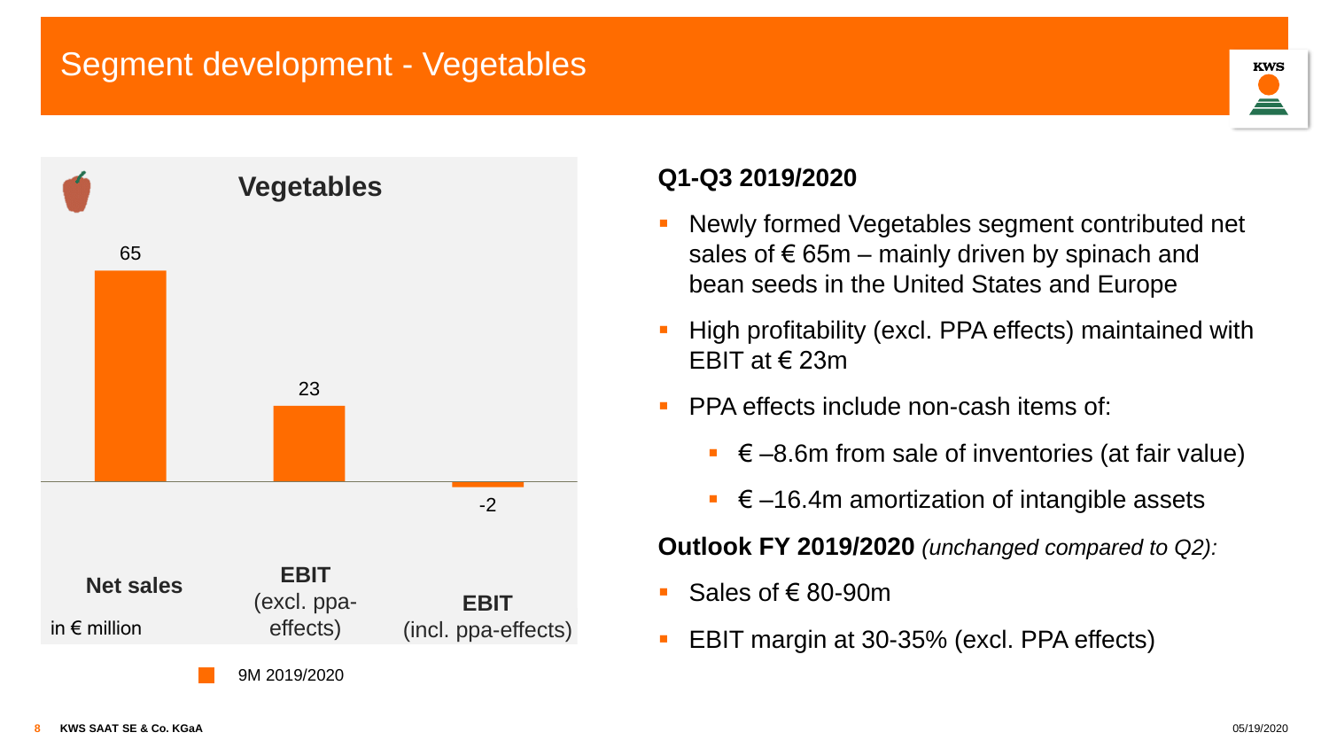# Segment development - Vegetables

## Vegetables

| in € million | Net sales | EBIT (excl. ppa-effects) | EBIT (incl. ppa-effects) |
|---|---|---|---|
| 9M 2019/2020 | 65 | 23 | -2 |

**Q1-Q3 2019/2020**

- Newly formed Vegetables segment contributed net sales of € 65m – mainly driven by spinach and bean seeds in the United States and Europe
- High profitability (excl. PPA effects) maintained with EBIT at € 23m
- PPA effects include non-cash items of:
  - € –8.6m from sale of inventories (at fair value)
  - € –16.4m amortization of intangible assets

**Outlook FY 2019/2020** *(unchanged compared to Q2):*

- Sales of € 80-90m
- EBIT margin at 30-35% (excl. PPA effects)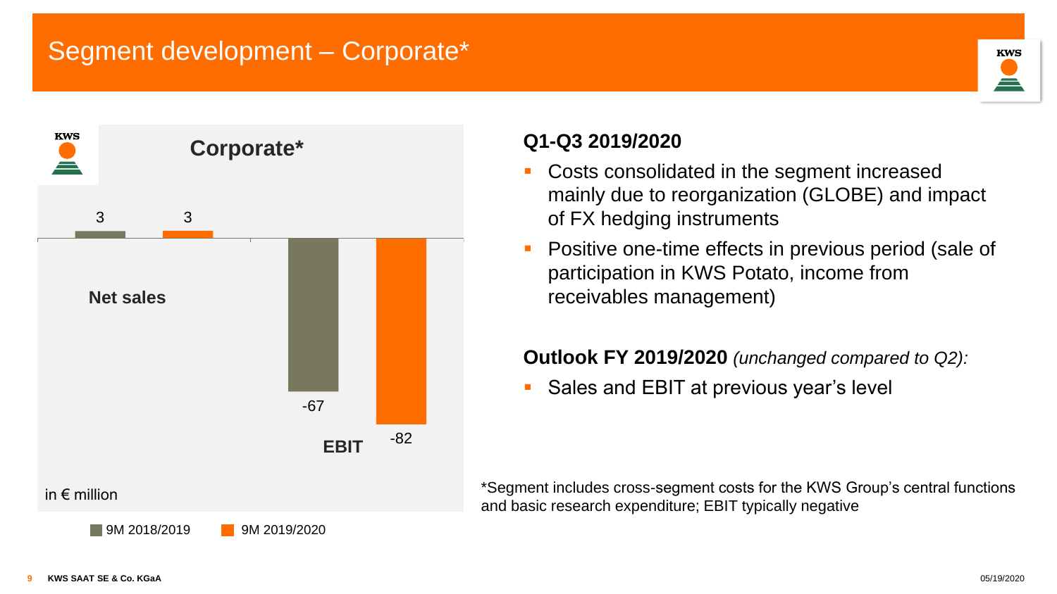# Segment development – Corporate*

## Corporate*

| in € million | 9M 2018/2019 | 9M 2019/2020 |
|---|---|---|
| Net sales | 3 | 3 |
| EBIT | -67 | -82 |

### Q1-Q3 2019/2020

- Costs consolidated in the segment increased mainly due to reorganization (GLOBE) and impact of FX hedging instruments
- Positive one-time effects in previous period (sale of participation in KWS Potato, income from receivables management)

### Outlook FY 2019/2020 *(unchanged compared to Q2):*

- Sales and EBIT at previous year's level

*Segment includes cross-segment costs for the KWS Group's central functions and basic research expenditure; EBIT typically negative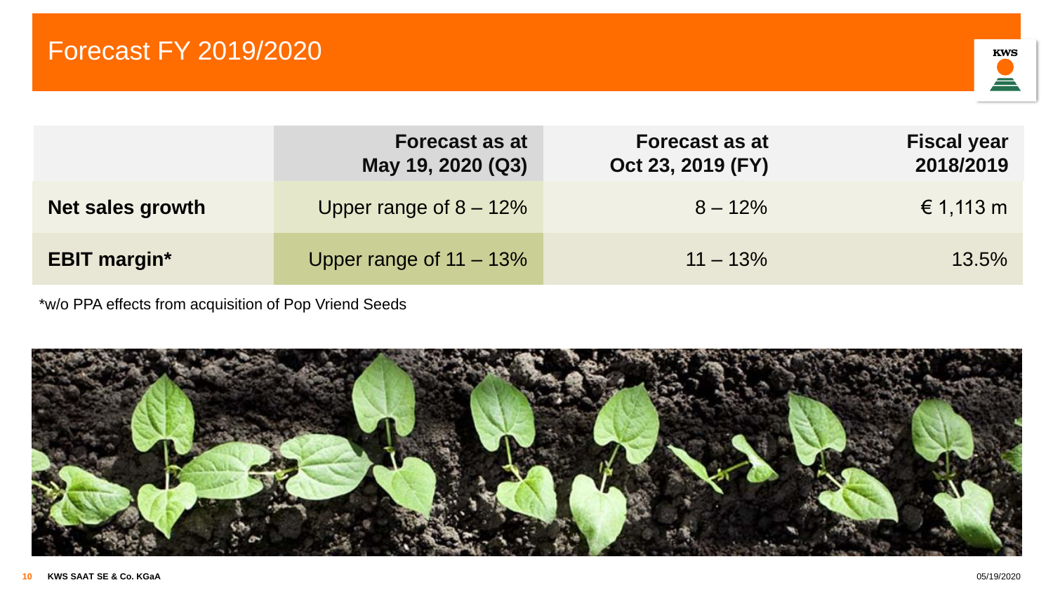# Forecast FY 2019/2020

| | Forecast as at May 19, 2020 (Q3) | Forecast as at Oct 23, 2019 (FY) | Fiscal year 2018/2019 |
|---|---|---|---|
| **Net sales growth** | Upper range of 8 – 12% | 8 – 12% | € 1,113 m |
| **EBIT margin*** | Upper range of 11 – 13% | 11 – 13% | 13.5% |

*w/o PPA effects from acquisition of Pop Vriend Seeds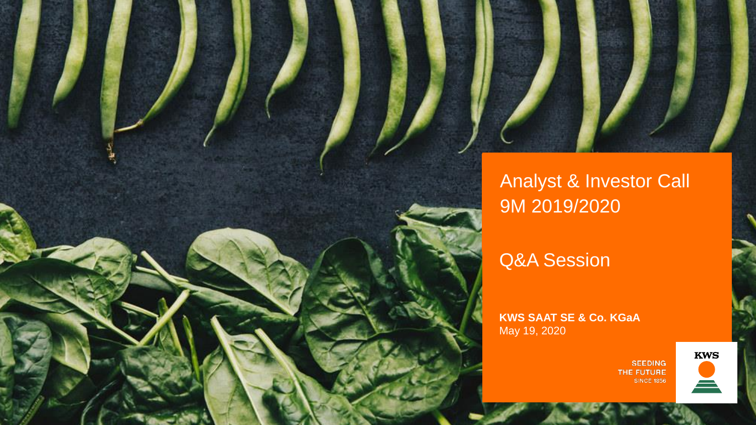# Analyst & Investor Call
# 9M 2019/2020

## Q&A Session

**KWS SAAT SE & Co. KGaA**
May 19, 2020

SEEDING THE FUTURE SINCE 1856

KWS